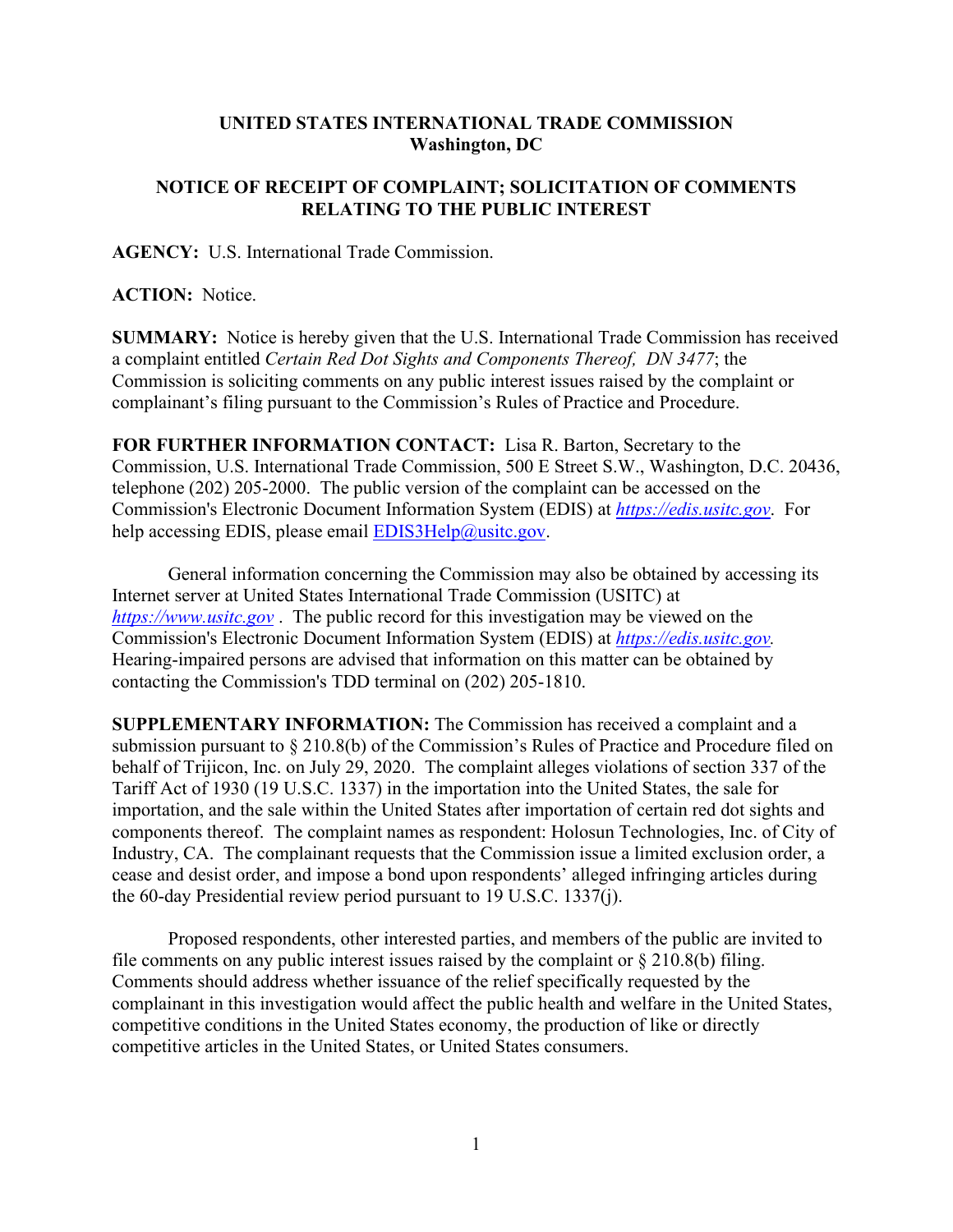**UNITED STATES INTERNATIONAL TRADE COMMISSION**
**Washington, DC**

# NOTICE OF RECEIPT OF COMPLAINT; SOLICITATION OF COMMENTS RELATING TO THE PUBLIC INTEREST

**AGENCY:** U.S. International Trade Commission.

**ACTION:** Notice.

**SUMMARY:** Notice is hereby given that the U.S. International Trade Commission has received a complaint entitled *Certain Red Dot Sights and Components Thereof, DN 3477*; the Commission is soliciting comments on any public interest issues raised by the complaint or complainant's filing pursuant to the Commission's Rules of Practice and Procedure.

**FOR FURTHER INFORMATION CONTACT:** Lisa R. Barton, Secretary to the Commission, U.S. International Trade Commission, 500 E Street S.W., Washington, D.C. 20436, telephone (202) 205-2000. The public version of the complaint can be accessed on the Commission's Electronic Document Information System (EDIS) at *https://edis.usitc.gov*. For help accessing EDIS, please email EDIS3Help@usitc.gov.

General information concerning the Commission may also be obtained by accessing its Internet server at United States International Trade Commission (USITC) at *https://www.usitc.gov* . The public record for this investigation may be viewed on the Commission's Electronic Document Information System (EDIS) at *https://edis.usitc.gov.* Hearing-impaired persons are advised that information on this matter can be obtained by contacting the Commission's TDD terminal on (202) 205-1810.

**SUPPLEMENTARY INFORMATION:** The Commission has received a complaint and a submission pursuant to § 210.8(b) of the Commission's Rules of Practice and Procedure filed on behalf of Trijicon, Inc. on July 29, 2020. The complaint alleges violations of section 337 of the Tariff Act of 1930 (19 U.S.C. 1337) in the importation into the United States, the sale for importation, and the sale within the United States after importation of certain red dot sights and components thereof. The complaint names as respondent: Holosun Technologies, Inc. of City of Industry, CA. The complainant requests that the Commission issue a limited exclusion order, a cease and desist order, and impose a bond upon respondents' alleged infringing articles during the 60-day Presidential review period pursuant to 19 U.S.C. 1337(j).

Proposed respondents, other interested parties, and members of the public are invited to file comments on any public interest issues raised by the complaint or § 210.8(b) filing. Comments should address whether issuance of the relief specifically requested by the complainant in this investigation would affect the public health and welfare in the United States, competitive conditions in the United States economy, the production of like or directly competitive articles in the United States, or United States consumers.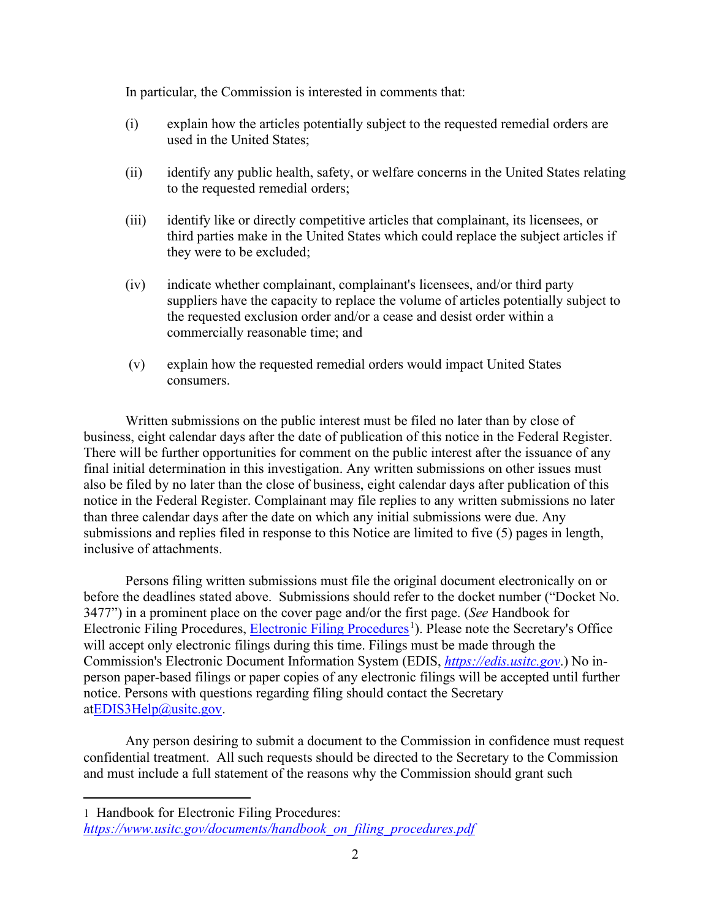In particular, the Commission is interested in comments that:

(i) explain how the articles potentially subject to the requested remedial orders are used in the United States;

(ii) identify any public health, safety, or welfare concerns in the United States relating to the requested remedial orders;

(iii) identify like or directly competitive articles that complainant, its licensees, or third parties make in the United States which could replace the subject articles if they were to be excluded;

(iv) indicate whether complainant, complainant's licensees, and/or third party suppliers have the capacity to replace the volume of articles potentially subject to the requested exclusion order and/or a cease and desist order within a commercially reasonable time; and

(v) explain how the requested remedial orders would impact United States consumers.

Written submissions on the public interest must be filed no later than by close of business, eight calendar days after the date of publication of this notice in the Federal Register. There will be further opportunities for comment on the public interest after the issuance of any final initial determination in this investigation. Any written submissions on other issues must also be filed by no later than the close of business, eight calendar days after publication of this notice in the Federal Register. Complainant may file replies to any written submissions no later than three calendar days after the date on which any initial submissions were due. Any submissions and replies filed in response to this Notice are limited to five (5) pages in length, inclusive of attachments.

Persons filing written submissions must file the original document electronically on or before the deadlines stated above. Submissions should refer to the docket number ("Docket No. 3477") in a prominent place on the cover page and/or the first page. (*See* Handbook for Electronic Filing Procedures, Electronic Filing Procedures[1]). Please note the Secretary's Office will accept only electronic filings during this time. Filings must be made through the Commission's Electronic Document Information System (EDIS, *https://edis.usitc.gov*.) No in-person paper-based filings or paper copies of any electronic filings will be accepted until further notice. Persons with questions regarding filing should contact the Secretary atEDIS3Help@usitc.gov.

Any person desiring to submit a document to the Commission in confidence must request confidential treatment. All such requests should be directed to the Secretary to the Commission and must include a full statement of the reasons why the Commission should grant such

---

1 Handbook for Electronic Filing Procedures: *https://www.usitc.gov/documents/handbook_on_filing_procedures.pdf*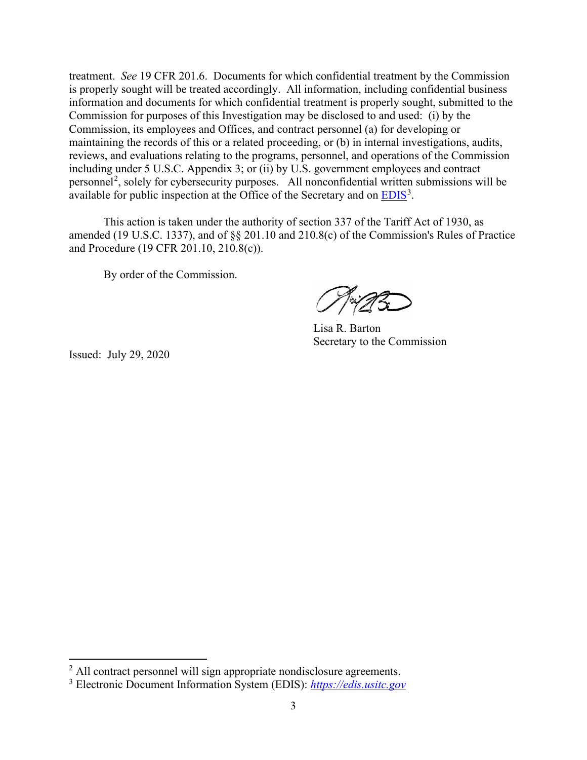treatment. *See* 19 CFR 201.6. Documents for which confidential treatment by the Commission is properly sought will be treated accordingly. All information, including confidential business information and documents for which confidential treatment is properly sought, submitted to the Commission for purposes of this Investigation may be disclosed to and used: (i) by the Commission, its employees and Offices, and contract personnel (a) for developing or maintaining the records of this or a related proceeding, or (b) in internal investigations, audits, reviews, and evaluations relating to the programs, personnel, and operations of the Commission including under 5 U.S.C. Appendix 3; or (ii) by U.S. government employees and contract personnel[2], solely for cybersecurity purposes. All nonconfidential written submissions will be available for public inspection at the Office of the Secretary and on EDIS[3].

This action is taken under the authority of section 337 of the Tariff Act of 1930, as amended (19 U.S.C. 1337), and of §§ 201.10 and 210.8(c) of the Commission's Rules of Practice and Procedure (19 CFR 201.10, 210.8(c)).

By order of the Commission.

Lisa R. Barton
Secretary to the Commission

Issued: July 29, 2020

---

[2] All contract personnel will sign appropriate nondisclosure agreements.

[3] Electronic Document Information System (EDIS): *https://edis.usitc.gov*